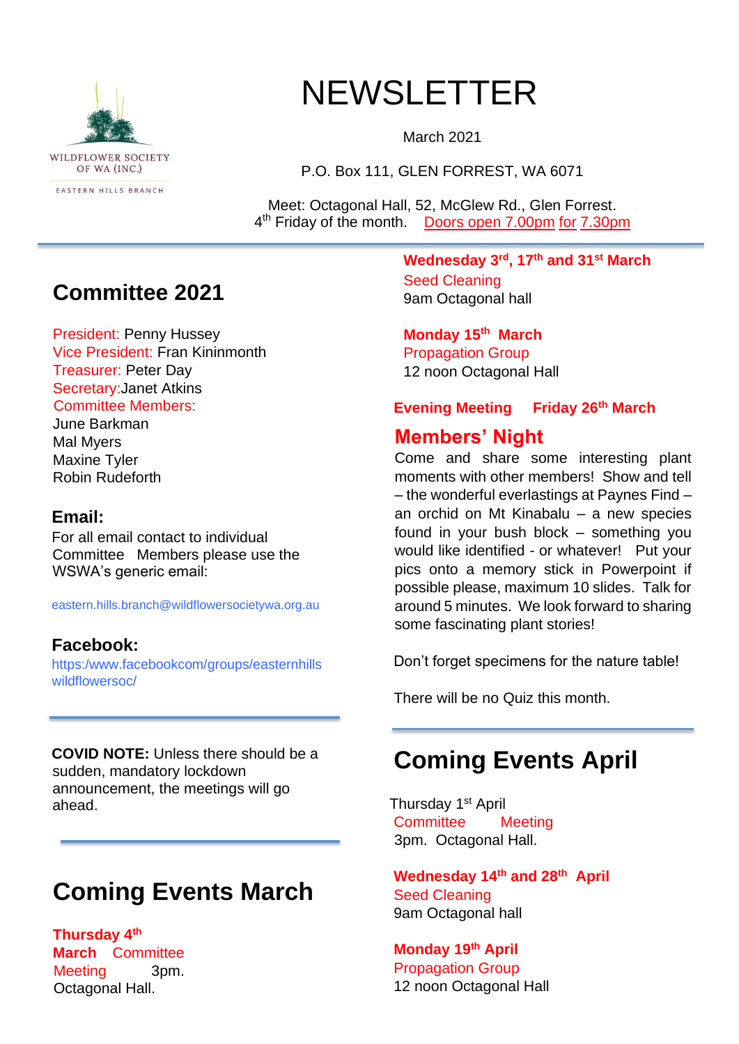WILDFLOWER SOCIETY OF WA (INC.)

EASTERN HILLS BRANCH

# NEWSLETTER

March 2021

P.O. Box 111, GLEN FORREST, WA 6071

Meet: Octagonal Hall, 52, McGlew Rd., Glen Forrest.
4th Friday of the month. Doors open 7.00pm for 7.30pm

## Committee 2021

President: Penny Hussey
Vice President: Fran Kininmonth
Treasurer: Peter Day
Secretary: Janet Atkins
Committee Members:
June Barkman
Mal Myers
Maxine Tyler
Robin Rudeforth

### Email:

For all email contact to individual Committee Members please use the WSWA's generic email:

eastern.hills.branch@wildflowersocietywa.org.au

### Facebook:

https:/www.facebookcom/groups/easternhillswildflowersoc/

**COVID NOTE:** Unless there should be a sudden, mandatory lockdown announcement, the meetings will go ahead.

## Coming Events March

**Thursday 4th March** Committee Meeting 3pm.
Octagonal Hall.

**Wednesday 3rd, 17th and 31st March**
Seed Cleaning
9am Octagonal hall

**Monday 15th March**
Propagation Group
12 noon Octagonal Hall

**Evening Meeting Friday 26th March**

### Members' Night

Come and share some interesting plant moments with other members! Show and tell – the wonderful everlastings at Paynes Find – an orchid on Mt Kinabalu – a new species found in your bush block – something you would like identified - or whatever! Put your pics onto a memory stick in Powerpoint if possible please, maximum 10 slides. Talk for around 5 minutes. We look forward to sharing some fascinating plant stories!

Don't forget specimens for the nature table!

There will be no Quiz this month.

## Coming Events April

Thursday 1st April
Committee Meeting
3pm. Octagonal Hall.

**Wednesday 14th and 28th April**
Seed Cleaning
9am Octagonal hall

**Monday 19th April**
Propagation Group
12 noon Octagonal Hall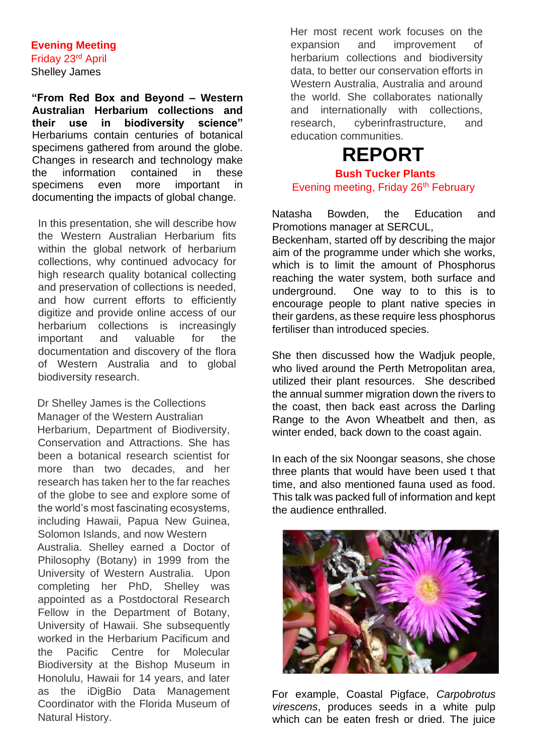**Evening Meeting**
Friday 23rd April
Shelley James

**"From Red Box and Beyond – Western Australian Herbarium collections and their use in biodiversity science"** Herbariums contain centuries of botanical specimens gathered from around the globe. Changes in research and technology make the information contained in these specimens even more important in documenting the impacts of global change.

In this presentation, she will describe how the Western Australian Herbarium fits within the global network of herbarium collections, why continued advocacy for high research quality botanical collecting and preservation of collections is needed, and how current efforts to efficiently digitize and provide online access of our herbarium collections is increasingly important and valuable for the documentation and discovery of the flora of Western Australia and to global biodiversity research.

Dr Shelley James is the Collections Manager of the Western Australian Herbarium, Department of Biodiversity, Conservation and Attractions. She has been a botanical research scientist for more than two decades, and her research has taken her to the far reaches of the globe to see and explore some of the world's most fascinating ecosystems, including Hawaii, Papua New Guinea, Solomon Islands, and now Western Australia. Shelley earned a Doctor of Philosophy (Botany) in 1999 from the University of Western Australia. Upon completing her PhD, Shelley was appointed as a Postdoctoral Research Fellow in the Department of Botany, University of Hawaii. She subsequently worked in the Herbarium Pacificum and the Pacific Centre for Molecular Biodiversity at the Bishop Museum in Honolulu, Hawaii for 14 years, and later as the iDigBio Data Management Coordinator with the Florida Museum of Natural History.

Her most recent work focuses on the expansion and improvement of herbarium collections and biodiversity data, to better our conservation efforts in Western Australia, Australia and around the world. She collaborates nationally and internationally with collections, research, cyberinfrastructure, and education communities.

# REPORT

**Bush Tucker Plants**
Evening meeting, Friday 26th February

Natasha Bowden, the Education and Promotions manager at SERCUL, Beckenham, started off by describing the major aim of the programme under which she works, which is to limit the amount of Phosphorus reaching the water system, both surface and underground. One way to to this is to encourage people to plant native species in their gardens, as these require less phosphorus fertiliser than introduced species.

She then discussed how the Wadjuk people, who lived around the Perth Metropolitan area, utilized their plant resources. She described the annual summer migration down the rivers to the coast, then back east across the Darling Range to the Avon Wheatbelt and then, as winter ended, back down to the coast again.

In each of the six Noongar seasons, she chose three plants that would have been used t that time, and also mentioned fauna used as food. This talk was packed full of information and kept the audience enthralled.

For example, Coastal Pigface, *Carpobrotus virescens*, produces seeds in a white pulp which can be eaten fresh or dried. The juice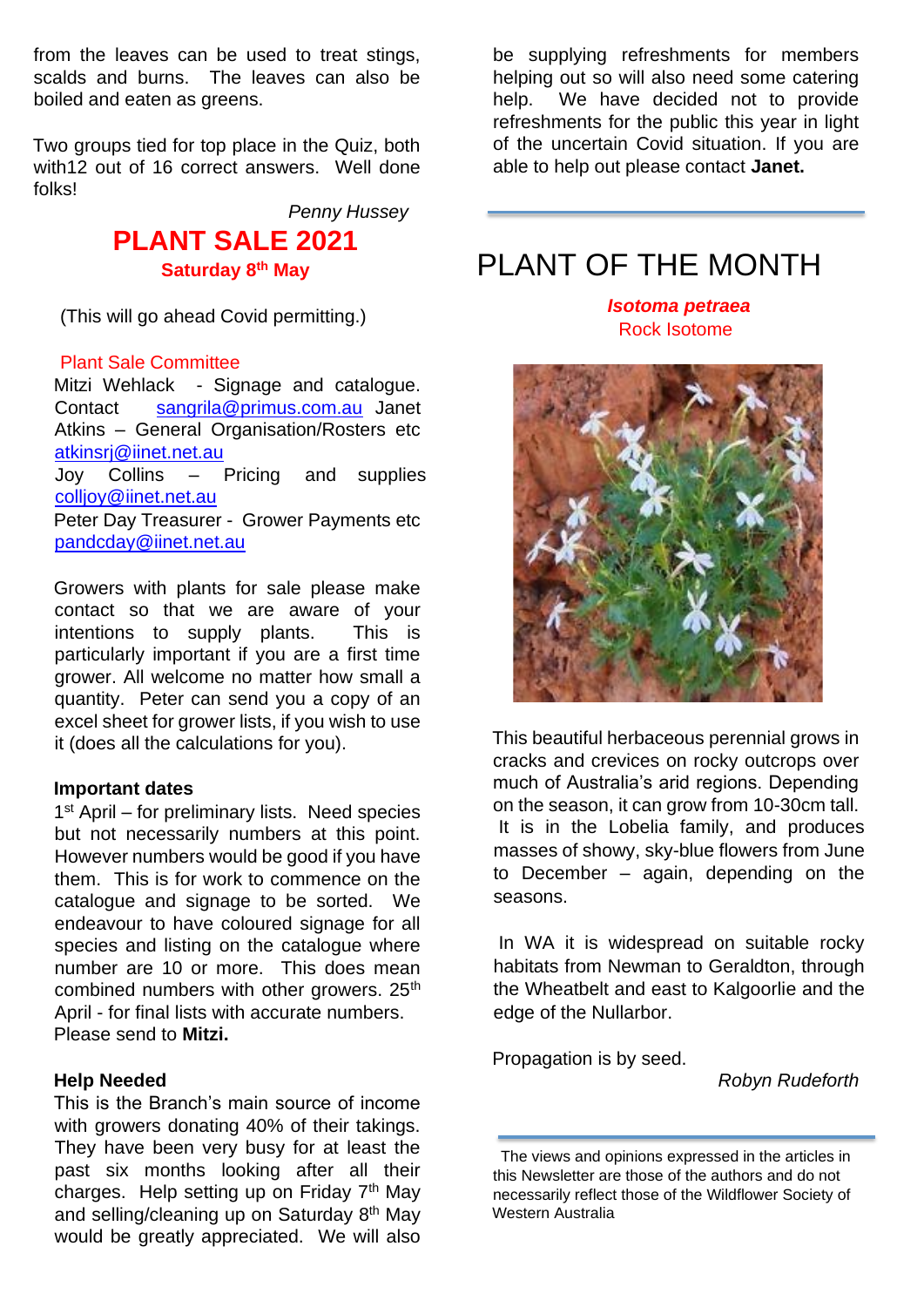from the leaves can be used to treat stings, scalds and burns. The leaves can also be boiled and eaten as greens.

Two groups tied for top place in the Quiz, both with12 out of 16 correct answers. Well done folks!

*Penny Hussey*

## PLANT SALE 2021

### Saturday 8th May

(This will go ahead Covid permitting.)

Plant Sale Committee

Mitzi Wehlack - Signage and catalogue. Contact sangrila@primus.com.au Janet Atkins – General Organisation/Rosters etc atkinsrj@iinet.net.au
Joy Collins – Pricing and supplies colljoy@iinet.net.au
Peter Day Treasurer - Grower Payments etc pandcday@iinet.net.au

Growers with plants for sale please make contact so that we are aware of your intentions to supply plants. This is particularly important if you are a first time grower. All welcome no matter how small a quantity. Peter can send you a copy of an excel sheet for grower lists, if you wish to use it (does all the calculations for you).

**Important dates**

1st April – for preliminary lists. Need species but not necessarily numbers at this point. However numbers would be good if you have them. This is for work to commence on the catalogue and signage to be sorted. We endeavour to have coloured signage for all species and listing on the catalogue where number are 10 or more. This does mean combined numbers with other growers. 25th April - for final lists with accurate numbers. Please send to **Mitzi.**

**Help Needed**

This is the Branch's main source of income with growers donating 40% of their takings. They have been very busy for at least the past six months looking after all their charges. Help setting up on Friday 7th May and selling/cleaning up on Saturday 8th May would be greatly appreciated. We will also be supplying refreshments for members helping out so will also need some catering help. We have decided not to provide refreshments for the public this year in light of the uncertain Covid situation. If you are able to help out please contact **Janet.**

# PLANT OF THE MONTH

***Isotoma petraea***
Rock Isotome

This beautiful herbaceous perennial grows in cracks and crevices on rocky outcrops over much of Australia's arid regions. Depending on the season, it can grow from 10-30cm tall. It is in the Lobelia family, and produces masses of showy, sky-blue flowers from June to December – again, depending on the seasons.

In WA it is widespread on suitable rocky habitats from Newman to Geraldton, through the Wheatbelt and east to Kalgoorlie and the edge of the Nullarbor.

Propagation is by seed.

*Robyn Rudeforth*

The views and opinions expressed in the articles in this Newsletter are those of the authors and do not necessarily reflect those of the Wildflower Society of Western Australia